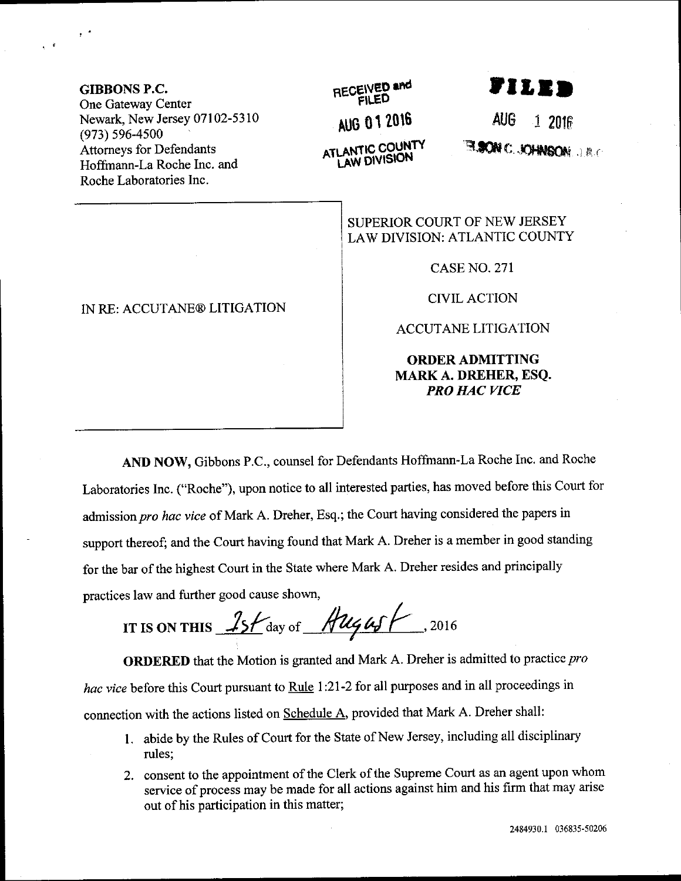**GIBBONS P.C.**
One Gateway Center
Newark, New Jersey 07102-5310
(973) 596-4500
Attorneys for Defendants
Hoffmann-La Roche Inc. and
Roche Laboratories Inc.

RECEIVED and FILED
AUG 01 2016
ATLANTIC COUNTY
LAW DIVISION

FILED
AUG 1 2016
NELSON C. JOHNSON, J.S.C.

| IN RE: ACCUTANE® LITIGATION | SUPERIOR COURT OF NEW JERSEY<br>LAW DIVISION: ATLANTIC COUNTY<br><br>CASE NO. 271<br><br>CIVIL ACTION<br><br>ACCUTANE LITIGATION<br><br>**ORDER ADMITTING MARK A. DREHER, ESQ. *PRO HAC VICE*** |
|---|---|

**AND NOW,** Gibbons P.C., counsel for Defendants Hoffmann-La Roche Inc. and Roche Laboratories Inc. ("Roche"), upon notice to all interested parties, has moved before this Court for admission *pro hac vice* of Mark A. Dreher, Esq.; the Court having considered the papers in support thereof; and the Court having found that Mark A. Dreher is a member in good standing for the bar of the highest Court in the State where Mark A. Dreher resides and principally practices law and further good cause shown,

**IT IS ON THIS** 1st day of August, 2016

**ORDERED** that the Motion is granted and Mark A. Dreher is admitted to practice *pro hac vice* before this Court pursuant to Rule 1:21-2 for all purposes and in all proceedings in connection with the actions listed on Schedule A, provided that Mark A. Dreher shall:

1. abide by the Rules of Court for the State of New Jersey, including all disciplinary rules;
2. consent to the appointment of the Clerk of the Supreme Court as an agent upon whom service of process may be made for all actions against him and his firm that may arise out of his participation in this matter;

2484930.1 036835-50206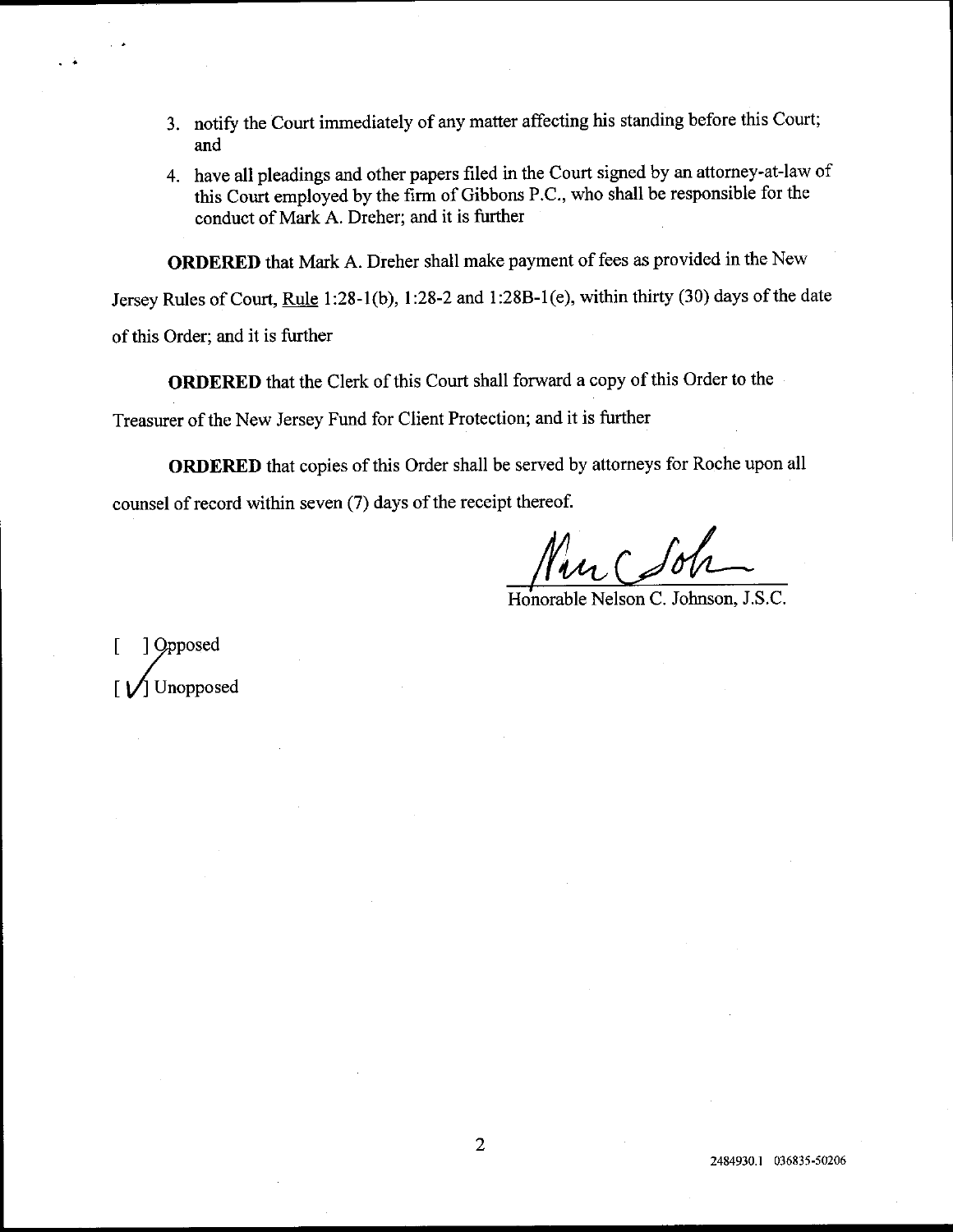3. notify the Court immediately of any matter affecting his standing before this Court; and
4. have all pleadings and other papers filed in the Court signed by an attorney-at-law of this Court employed by the firm of Gibbons P.C., who shall be responsible for the conduct of Mark A. Dreher; and it is further

**ORDERED** that Mark A. Dreher shall make payment of fees as provided in the New Jersey Rules of Court, Rule 1:28-1(b), 1:28-2 and 1:28B-1(e), within thirty (30) days of the date of this Order; and it is further

**ORDERED** that the Clerk of this Court shall forward a copy of this Order to the Treasurer of the New Jersey Fund for Client Protection; and it is further

**ORDERED** that copies of this Order shall be served by attorneys for Roche upon all counsel of record within seven (7) days of the receipt thereof.

Honorable Nelson C. Johnson, J.S.C.

[ ] Opposed
[ ✓ ] Unopposed

2484930.1 036835-50206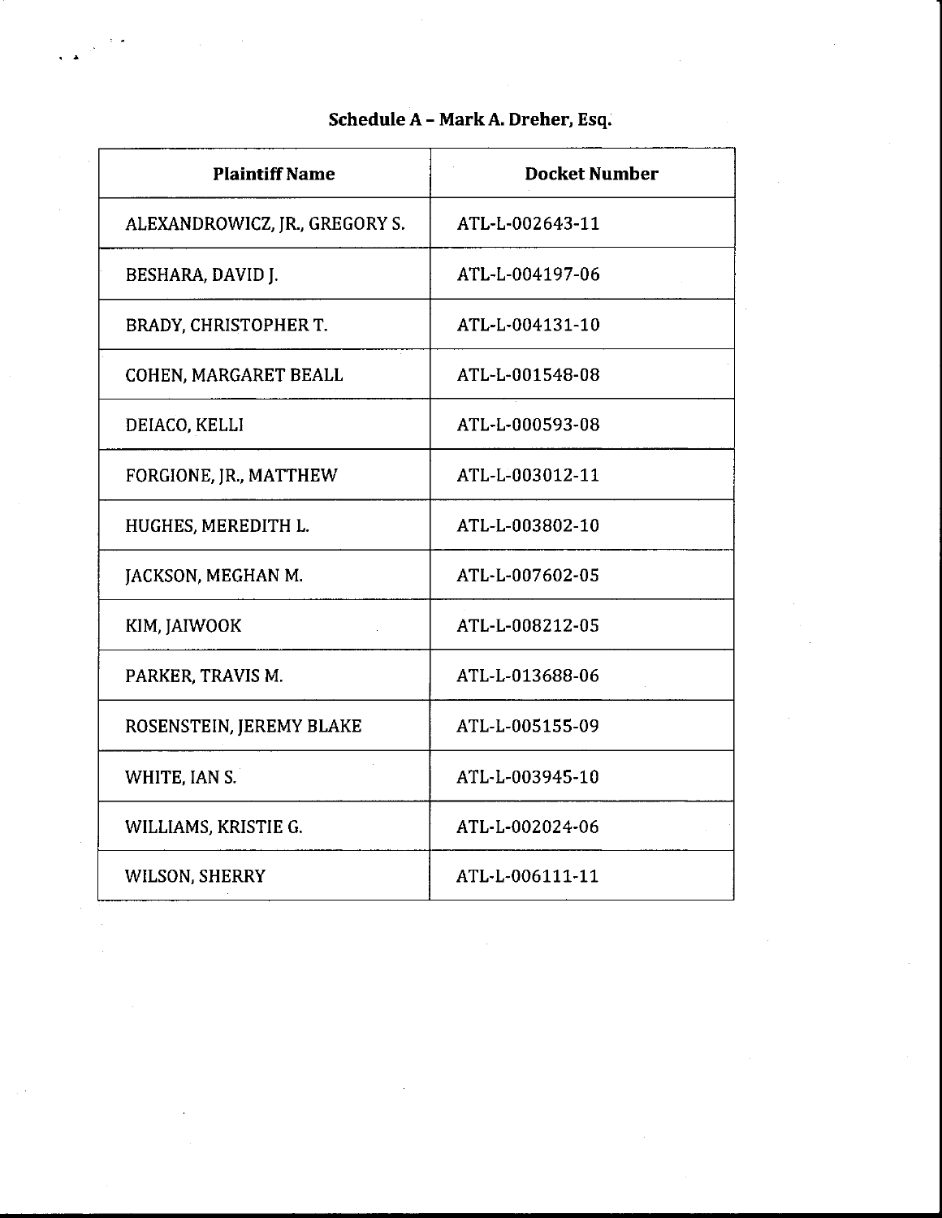## Schedule A - Mark A. Dreher, Esq.

| Plaintiff Name | Docket Number |
|---|---|
| ALEXANDROWICZ, JR., GREGORY S. | ATL-L-002643-11 |
| BESHARA, DAVID J. | ATL-L-004197-06 |
| BRADY, CHRISTOPHER T. | ATL-L-004131-10 |
| COHEN, MARGARET BEALL | ATL-L-001548-08 |
| DEIACO, KELLI | ATL-L-000593-08 |
| FORGIONE, JR., MATTHEW | ATL-L-003012-11 |
| HUGHES, MEREDITH L. | ATL-L-003802-10 |
| JACKSON, MEGHAN M. | ATL-L-007602-05 |
| KIM, JAIWOOK | ATL-L-008212-05 |
| PARKER, TRAVIS M. | ATL-L-013688-06 |
| ROSENSTEIN, JEREMY BLAKE | ATL-L-005155-09 |
| WHITE, IAN S. | ATL-L-003945-10 |
| WILLIAMS, KRISTIE G. | ATL-L-002024-06 |
| WILSON, SHERRY | ATL-L-006111-11 |